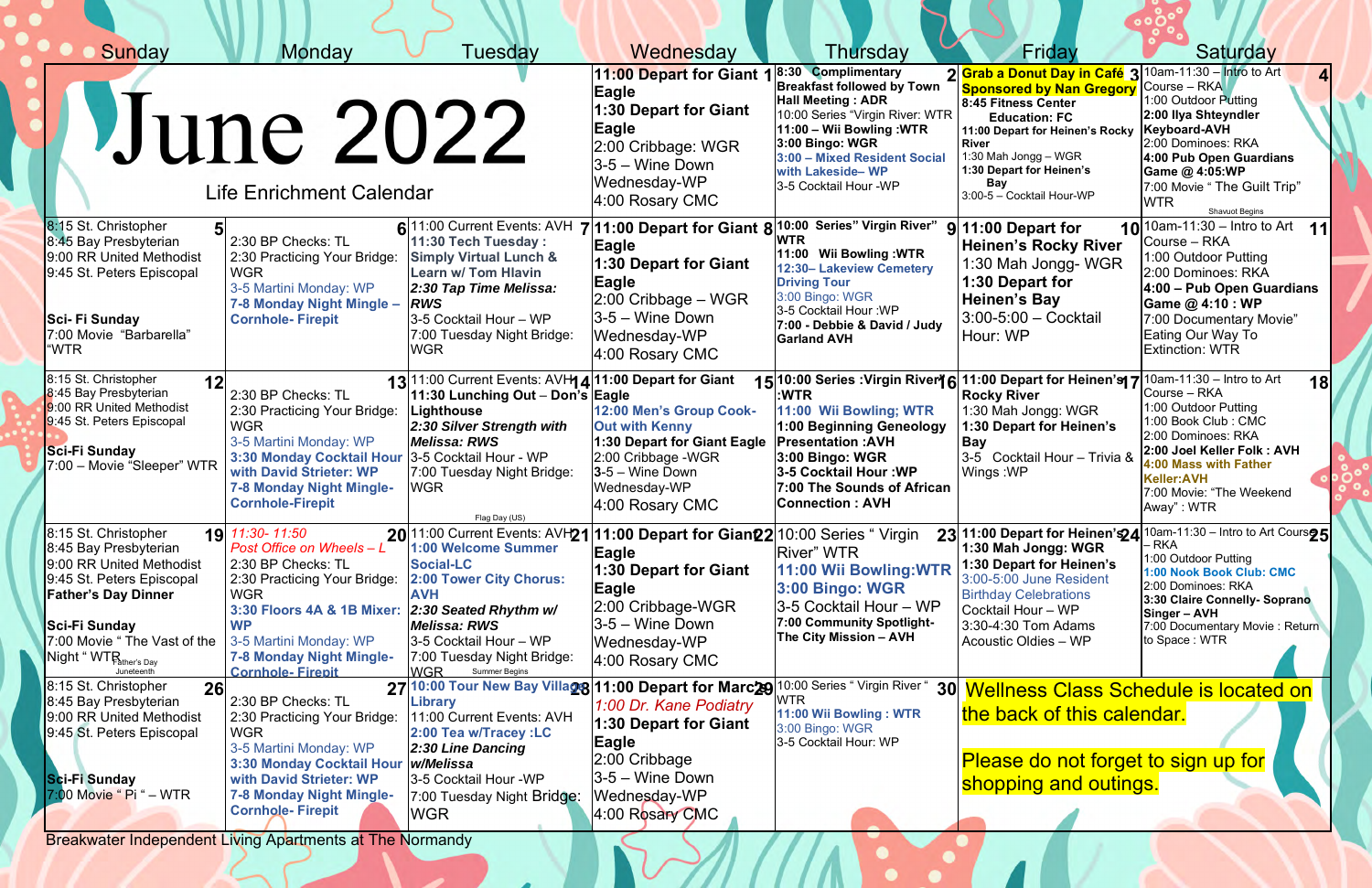# June 2022

## Life Enrichment Calendar

| Sunday | Monday | Tuesday | Wednesday | Thursday | Friday | Saturday |
|---|---|---|---|---|---|---|
| | | | **1** 11:00 Depart for Giant Eagle<br>1:30 Depart for Giant Eagle<br>2:00 Cribbage: WGR<br>3-5 – Wine Down Wednesday-WP<br>4:00 Rosary CMC | **2** **8:30 Complimentary Breakfast followed by Town Hall Meeting : ADR**<br>10:00 Series "Virgin River: WTR<br>**11:00 – Wii Bowling :WTR**<br>**3:00 Bingo: WGR**<br>**3:00 – Mixed Resident Social with Lakeside– WP**<br>3-5 Cocktail Hour -WP | **3** **Grab a Donut Day in Café Sponsored by Nan Gregory**<br>**8:45 Fitness Center Education: FC**<br>**11:00 Depart for Heinen's Rocky River**<br>1:30 Mah Jongg – WGR<br>**1:30 Depart for Heinen's Bay**<br>3:00-5 – Cocktail Hour-WP | **4** 10am-11:30 – Intro to Art Course – RKA<br>1:00 Outdoor Putting<br>**2:00 Ilya Shteyndler Keyboard-AVH**<br>2:00 Dominoes: RKA<br>**4:00 Pub Open Guardians Game @ 4:05:WP**<br>7:00 Movie " The Guilt Trip" WTR<br>Shavuot Begins |
| **5** 8:15 St. Christopher<br>8:45 Bay Presbyterian<br>9:00 RR United Methodist<br>9:45 St. Peters Episcopal<br>**Sci- Fi Sunday**<br>7:00 Movie "Barbarella" "WTR | **6** 2:30 BP Checks: TL<br>2:30 Practicing Your Bridge: WGR<br>3-5 Martini Monday: WP<br>**7-8 Monday Night Mingle – Cornhole- Firepit** | **7** 11:00 Current Events: AVH<br>**11:30 Tech Tuesday : Simply Virtual Lunch & Learn w/ Tom Hlavin**<br>***2:30 Tap Time Melissa: RWS***<br>3-5 Cocktail Hour – WP<br>7:00 Tuesday Night Bridge: WGR | **8** **11:00 Depart for Giant Eagle**<br>**1:30 Depart for Giant Eagle**<br>2:00 Cribbage – WGR<br>3-5 – Wine Down Wednesday-WP<br>4:00 Rosary CMC | **9** **10:00 Series" Virgin River" WTR**<br>**11:00 Wii Bowling :WTR**<br>**12:30– Lakeview Cemetery Driving Tour**<br>3:00 Bingo: WGR<br>3-5 Cocktail Hour :WP<br>**7:00 - Debbie & David / Judy Garland AVH** | **10** **11:00 Depart for Heinen's Rocky River**<br>1:30 Mah Jongg- WGR<br>**1:30 Depart for Heinen's Bay**<br>3:00-5:00 – Cocktail Hour: WP | **11** 10am-11:30 – Intro to Art Course – RKA<br>1:00 Outdoor Putting<br>2:00 Dominoes: RKA<br>**4:00 – Pub Open Guardians Game @ 4:10 : WP**<br>7:00 Documentary Movie" Eating Our Way To Extinction: WTR |
| **12** 8:15 St. Christopher<br>8:45 Bay Presbyterian<br>9:00 RR United Methodist<br>9:45 St. Peters Episcopal<br>**Sci-Fi Sunday**<br>7:00 – Movie "Sleeper" WTR | **13** 2:30 BP Checks: TL<br>2:30 Practicing Your Bridge: WGR<br>3-5 Martini Monday: WP<br>**3:30 Monday Cocktail Hour with David Strieter: WP**<br>**7-8 Monday Night Mingle- Cornhole-Firepit** | **14** 11:00 Current Events: AVH<br>**11:30 Lunching Out – Don's Lighthouse**<br>***2:30 Silver Strength with Melissa: RWS***<br>3-5 Cocktail Hour - WP<br>7:00 Tuesday Night Bridge: WGR<br>Flag Day (US) | **15** **11:00 Depart for Giant Eagle**<br>**12:00 Men's Group Cook-Out with Kenny**<br>**1:30 Depart for Giant Eagle**<br>2:00 Cribbage -WGR<br>3-5 – Wine Down Wednesday-WP<br>4:00 Rosary CMC | **16** **10:00 Series :Virgin River :WTR**<br>**11:00 Wii Bowling; WTR**<br>**1:00 Beginning Geneology Presentation :AVH**<br>**3:00 Bingo: WGR**<br>**3-5 Cocktail Hour :WP**<br>**7:00 The Sounds of African Connection : AVH** | **17** **11:00 Depart for Heinen's Rocky River**<br>1:30 Mah Jongg: WGR<br>**1:30 Depart for Heinen's Bay**<br>3-5 Cocktail Hour – Trivia & Wings :WP | **18** 10am-11:30 – Intro to Art Course – RKA<br>1:00 Outdoor Putting<br>1:00 Book Club : CMC<br>2:00 Dominoes: RKA<br>**2:00 Joel Keller Folk : AVH**<br>**4:00 Mass with Father Keller:AVH**<br>7:00 Movie: "The Weekend Away" : WTR |
| **19** 8:15 St. Christopher<br>8:45 Bay Presbyterian<br>9:00 RR United Methodist<br>9:45 St. Peters Episcopal<br>**Father's Day Dinner**<br>**Sci-Fi Sunday**<br>7:00 Movie " The Vast of the Night " WTR<br>Father's Day<br>Juneteenth | **20** *11:30- 11:50 Post Office on Wheels – L*<br>2:30 BP Checks: TL<br>2:30 Practicing Your Bridge: WGR<br>**3:30 Floors 4A & 1B Mixer: WP**<br>3-5 Martini Monday: WP<br>**7-8 Monday Night Mingle- Cornhole- Firepit** | **21** 11:00 Current Events: AVH<br>**1:00 Welcome Summer Social-LC**<br>**2:00 Tower City Chorus: AVH**<br>***2:30 Seated Rhythm w/ Melissa: RWS***<br>3-5 Cocktail Hour – WP<br>7:00 Tuesday Night Bridge: WGR<br>Summer Begins | **22** **11:00 Depart for Giant Eagle**<br>**1:30 Depart for Giant Eagle**<br>2:00 Cribbage-WGR<br>3-5 – Wine Down Wednesday-WP<br>4:00 Rosary CMC | **23** 10:00 Series " Virgin River" WTR<br>**11:00 Wii Bowling:WTR**<br>**3:00 Bingo: WGR**<br>3-5 Cocktail Hour – WP<br>**7:00 Community Spotlight- The City Mission – AVH** | **24** **11:00 Depart for Heinen's**<br>**1:30 Mah Jongg: WGR**<br>**1:30 Depart for Heinen's**<br>3:00-5:00 June Resident Birthday Celebrations<br>Cocktail Hour – WP<br>3:30-4:30 Tom Adams Acoustic Oldies – WP | **25** 10am-11:30 – Intro to Art Course – RKA<br>1:00 Outdoor Putting<br>**1:00 Nook Book Club: CMC**<br>2:00 Dominoes: RKA<br>**3:30 Claire Connelly- Soprano Singer – AVH**<br>7:00 Documentary Movie : Return to Space : WTR |
| **26** 8:15 St. Christopher<br>8:45 Bay Presbyterian<br>9:00 RR United Methodist<br>9:45 St. Peters Episcopal<br>**Sci-Fi Sunday**<br>7:00 Movie " Pi " – WTR | **27** 2:30 BP Checks: TL<br>2:30 Practicing Your Bridge: WGR<br>3-5 Martini Monday: WP<br>**3:30 Monday Cocktail Hour with David Strieter: WP**<br>**7-8 Monday Night Mingle- Cornhole- Firepit** | **28** **10:00 Tour New Bay Village Library**<br>11:00 Current Events: AVH<br>**2:00 Tea w/Tracey :LC**<br>***2:30 Line Dancing w/Melissa***<br>3-5 Cocktail Hour -WP<br>7:00 Tuesday Night Bridge: WGR | **29** 11:00 Depart for Marc's<br>*1:00 Dr. Kane Podiatry*<br>1:30 Depart for Giant Eagle<br>2:00 Cribbage<br>3-5 – Wine Down Wednesday-WP<br>4:00 Rosary CMC | **30** 10:00 Series " Virgin River " WTR<br>**11:00 Wii Bowling : WTR**<br>3:00 Bingo: WGR<br>3-5 Cocktail Hour: WP | Wellness Class Schedule is located on the back of this calendar.<br><br>Please do not forget to sign up for shopping and outings. | |

Breakwater Independent Living Apartments at The Normandy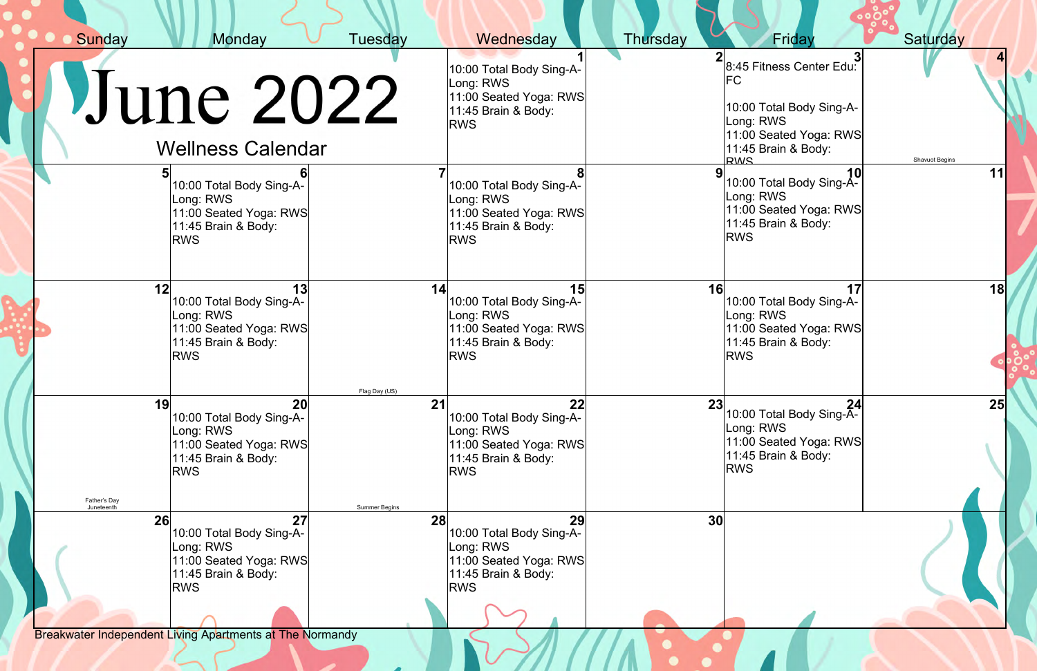# June 2022

## Wellness Calendar

| Sunday | Monday | Tuesday | Wednesday | Thursday | Friday | Saturday |
|---|---|---|---|---|---|---|
| | | | 1 10:00 Total Body Sing-A-Long: RWS 11:00 Seated Yoga: RWS 11:45 Brain & Body: RWS | 2 | 3 8:45 Fitness Center Edu: FC 10:00 Total Body Sing-A-Long: RWS 11:00 Seated Yoga: RWS 11:45 Brain & Body: RWS | 4 Shavuot Begins |
| 5 | 6 10:00 Total Body Sing-A-Long: RWS 11:00 Seated Yoga: RWS 11:45 Brain & Body: RWS | 7 | 8 10:00 Total Body Sing-A-Long: RWS 11:00 Seated Yoga: RWS 11:45 Brain & Body: RWS | 9 | 10 10:00 Total Body Sing-A-Long: RWS 11:00 Seated Yoga: RWS 11:45 Brain & Body: RWS | 11 |
| 12 | 13 10:00 Total Body Sing-A-Long: RWS 11:00 Seated Yoga: RWS 11:45 Brain & Body: RWS | 14 Flag Day (US) | 15 10:00 Total Body Sing-A-Long: RWS 11:00 Seated Yoga: RWS 11:45 Brain & Body: RWS | 16 | 17 10:00 Total Body Sing-A-Long: RWS 11:00 Seated Yoga: RWS 11:45 Brain & Body: RWS | 18 |
| 19 Father's Day Juneteenth | 20 10:00 Total Body Sing-A-Long: RWS 11:00 Seated Yoga: RWS 11:45 Brain & Body: RWS | 21 Summer Begins | 22 10:00 Total Body Sing-A-Long: RWS 11:00 Seated Yoga: RWS 11:45 Brain & Body: RWS | 23 | 24 10:00 Total Body Sing-A-Long: RWS 11:00 Seated Yoga: RWS 11:45 Brain & Body: RWS | 25 |
| 26 | 27 10:00 Total Body Sing-A-Long: RWS 11:00 Seated Yoga: RWS 11:45 Brain & Body: RWS | 28 | 29 10:00 Total Body Sing-A-Long: RWS 11:00 Seated Yoga: RWS 11:45 Brain & Body: RWS | 30 | | |

Breakwater Independent Living Apartments at The Normandy